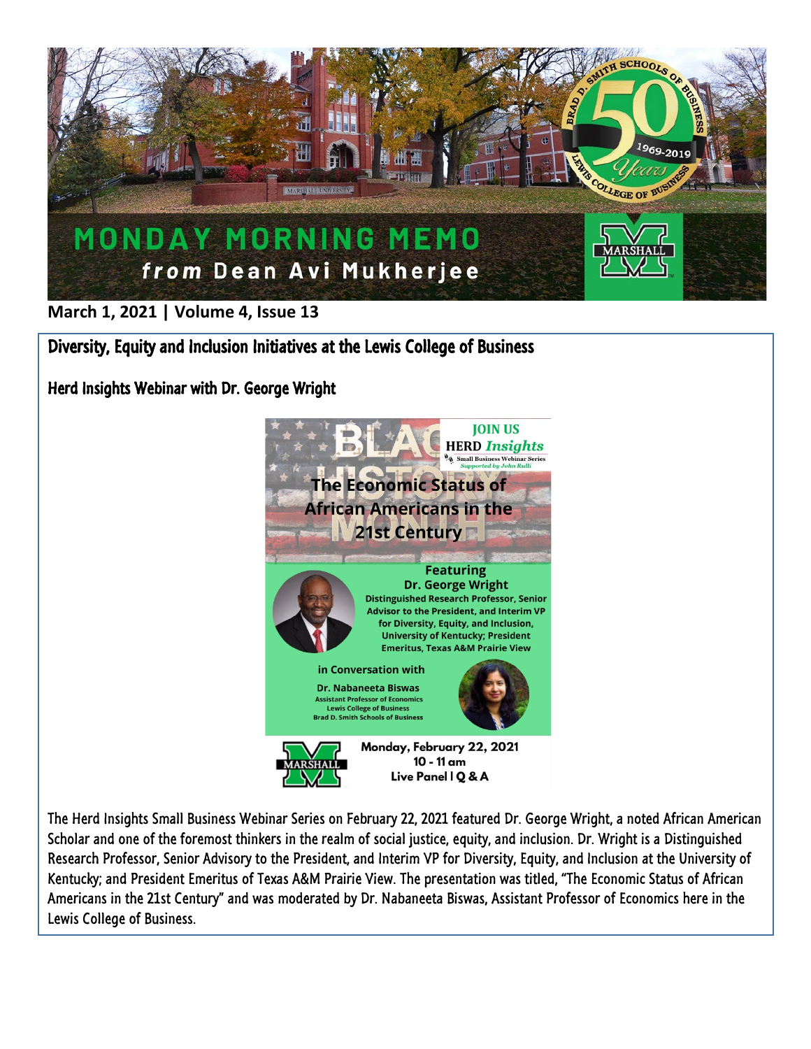# MONDAY MORNING MEMO

***from* Dean Avi Mukherjee**

**March 1, 2021 | Volume 4, Issue 13**

## Diversity, Equity and Inclusion Initiatives at the Lewis College of Business

### Herd Insights Webinar with Dr. George Wright

JOIN US
HERD *Insights*
Small Business Webinar Series
*Supported by John Rutli*

**The Economic Status of African Americans in the 21st Century**

**Featuring**
**Dr. George Wright**
**Distinguished Research Professor, Senior Advisor to the President, and Interim VP for Diversity, Equity, and Inclusion, University of Kentucky; President Emeritus, Texas A&M Prairie View**

**in Conversation with**

**Dr. Nabaneeta Biswas**
**Assistant Professor of Economics**
**Lewis College of Business**
**Brad D. Smith Schools of Business**

**Monday, February 22, 2021**
**10 - 11 am**
**Live Panel | Q & A**

The Herd Insights Small Business Webinar Series on February 22, 2021 featured Dr. George Wright, a noted African American Scholar and one of the foremost thinkers in the realm of social justice, equity, and inclusion. Dr. Wright is a Distinguished Research Professor, Senior Advisory to the President, and Interim VP for Diversity, Equity, and Inclusion at the University of Kentucky; and President Emeritus of Texas A&M Prairie View. The presentation was titled, "The Economic Status of African Americans in the 21st Century" and was moderated by Dr. Nabaneeta Biswas, Assistant Professor of Economics here in the Lewis College of Business.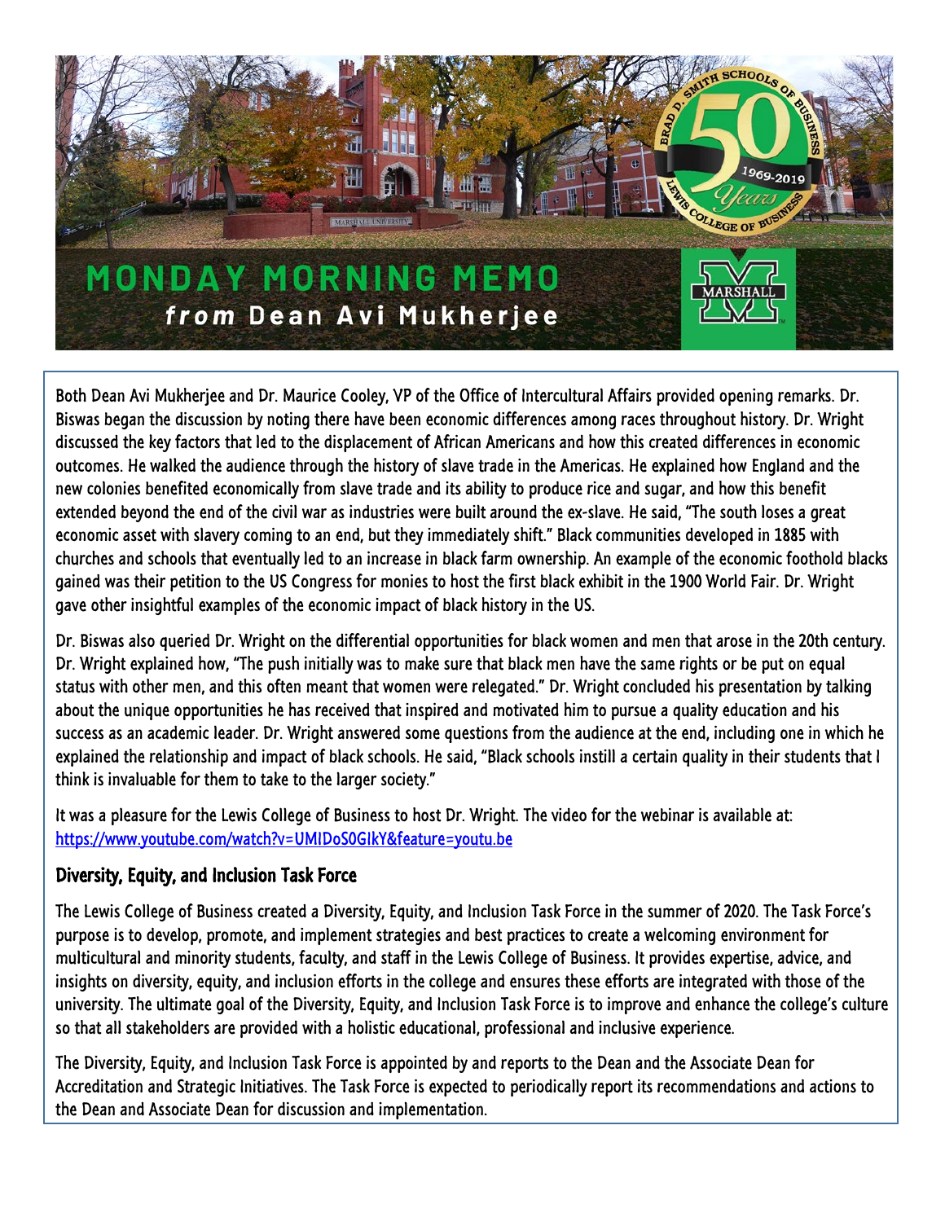# MONDAY MORNING MEMO
## *from* Dean Avi Mukherjee

Both Dean Avi Mukherjee and Dr. Maurice Cooley, VP of the Office of Intercultural Affairs provided opening remarks. Dr. Biswas began the discussion by noting there have been economic differences among races throughout history. Dr. Wright discussed the key factors that led to the displacement of African Americans and how this created differences in economic outcomes. He walked the audience through the history of slave trade in the Americas. He explained how England and the new colonies benefited economically from slave trade and its ability to produce rice and sugar, and how this benefit extended beyond the end of the civil war as industries were built around the ex-slave. He said, "The south loses a great economic asset with slavery coming to an end, but they immediately shift." Black communities developed in 1885 with churches and schools that eventually led to an increase in black farm ownership. An example of the economic foothold blacks gained was their petition to the US Congress for monies to host the first black exhibit in the 1900 World Fair. Dr. Wright gave other insightful examples of the economic impact of black history in the US.

Dr. Biswas also queried Dr. Wright on the differential opportunities for black women and men that arose in the 20th century. Dr. Wright explained how, "The push initially was to make sure that black men have the same rights or be put on equal status with other men, and this often meant that women were relegated." Dr. Wright concluded his presentation by talking about the unique opportunities he has received that inspired and motivated him to pursue a quality education and his success as an academic leader. Dr. Wright answered some questions from the audience at the end, including one in which he explained the relationship and impact of black schools. He said, "Black schools instill a certain quality in their students that I think is invaluable for them to take to the larger society."

It was a pleasure for the Lewis College of Business to host Dr. Wright. The video for the webinar is available at: https://www.youtube.com/watch?v=UMIDoS0GIkY&feature=youtu.be

### Diversity, Equity, and Inclusion Task Force

The Lewis College of Business created a Diversity, Equity, and Inclusion Task Force in the summer of 2020. The Task Force's purpose is to develop, promote, and implement strategies and best practices to create a welcoming environment for multicultural and minority students, faculty, and staff in the Lewis College of Business. It provides expertise, advice, and insights on diversity, equity, and inclusion efforts in the college and ensures these efforts are integrated with those of the university. The ultimate goal of the Diversity, Equity, and Inclusion Task Force is to improve and enhance the college's culture so that all stakeholders are provided with a holistic educational, professional and inclusive experience.

The Diversity, Equity, and Inclusion Task Force is appointed by and reports to the Dean and the Associate Dean for Accreditation and Strategic Initiatives. The Task Force is expected to periodically report its recommendations and actions to the Dean and Associate Dean for discussion and implementation.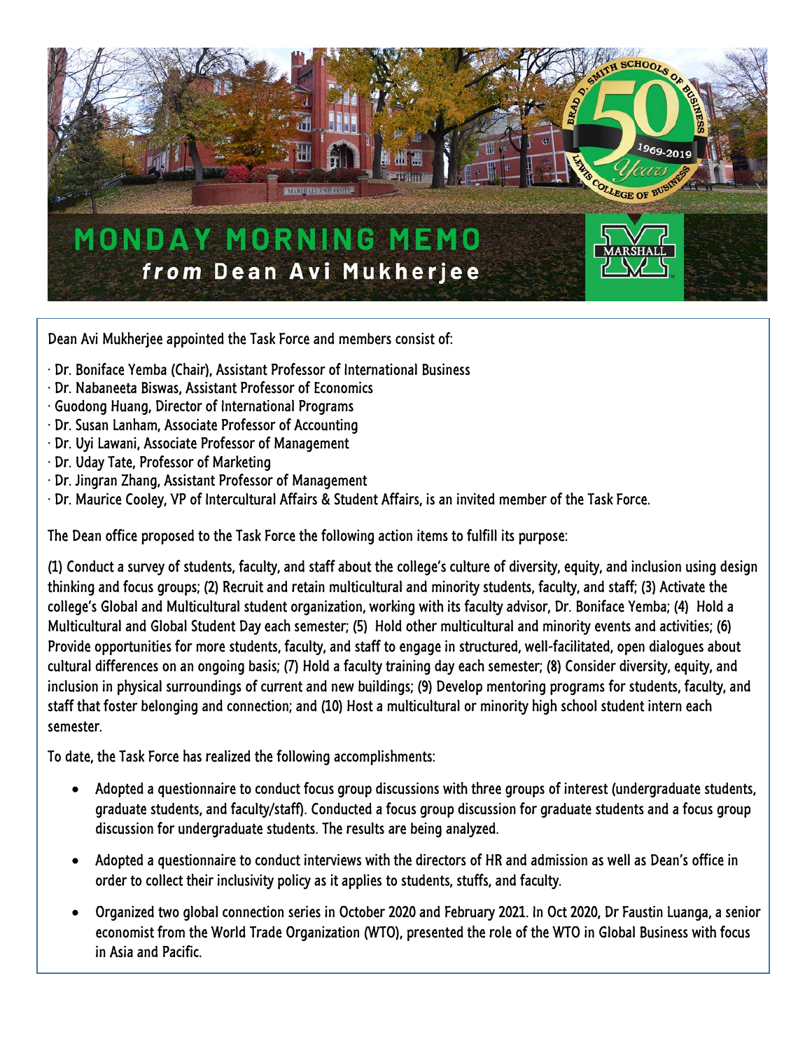# MONDAY MORNING MEMO

*from* **Dean Avi Mukherjee**

Dean Avi Mukherjee appointed the Task Force and members consist of:

· Dr. Boniface Yemba (Chair), Assistant Professor of International Business
· Dr. Nabaneeta Biswas, Assistant Professor of Economics
· Guodong Huang, Director of International Programs
· Dr. Susan Lanham, Associate Professor of Accounting
· Dr. Uyi Lawani, Associate Professor of Management
· Dr. Uday Tate, Professor of Marketing
· Dr. Jingran Zhang, Assistant Professor of Management
· Dr. Maurice Cooley, VP of Intercultural Affairs & Student Affairs, is an invited member of the Task Force.

The Dean office proposed to the Task Force the following action items to fulfill its purpose:

(1) Conduct a survey of students, faculty, and staff about the college's culture of diversity, equity, and inclusion using design thinking and focus groups; (2) Recruit and retain multicultural and minority students, faculty, and staff; (3) Activate the college's Global and Multicultural student organization, working with its faculty advisor, Dr. Boniface Yemba; (4) Hold a Multicultural and Global Student Day each semester; (5) Hold other multicultural and minority events and activities; (6) Provide opportunities for more students, faculty, and staff to engage in structured, well-facilitated, open dialogues about cultural differences on an ongoing basis; (7) Hold a faculty training day each semester; (8) Consider diversity, equity, and inclusion in physical surroundings of current and new buildings; (9) Develop mentoring programs for students, faculty, and staff that foster belonging and connection; and (10) Host a multicultural or minority high school student intern each semester.

To date, the Task Force has realized the following accomplishments:

- Adopted a questionnaire to conduct focus group discussions with three groups of interest (undergraduate students, graduate students, and faculty/staff). Conducted a focus group discussion for graduate students and a focus group discussion for undergraduate students. The results are being analyzed.
- Adopted a questionnaire to conduct interviews with the directors of HR and admission as well as Dean's office in order to collect their inclusivity policy as it applies to students, stuffs, and faculty.
- Organized two global connection series in October 2020 and February 2021. In Oct 2020, Dr Faustin Luanga, a senior economist from the World Trade Organization (WTO), presented the role of the WTO in Global Business with focus in Asia and Pacific.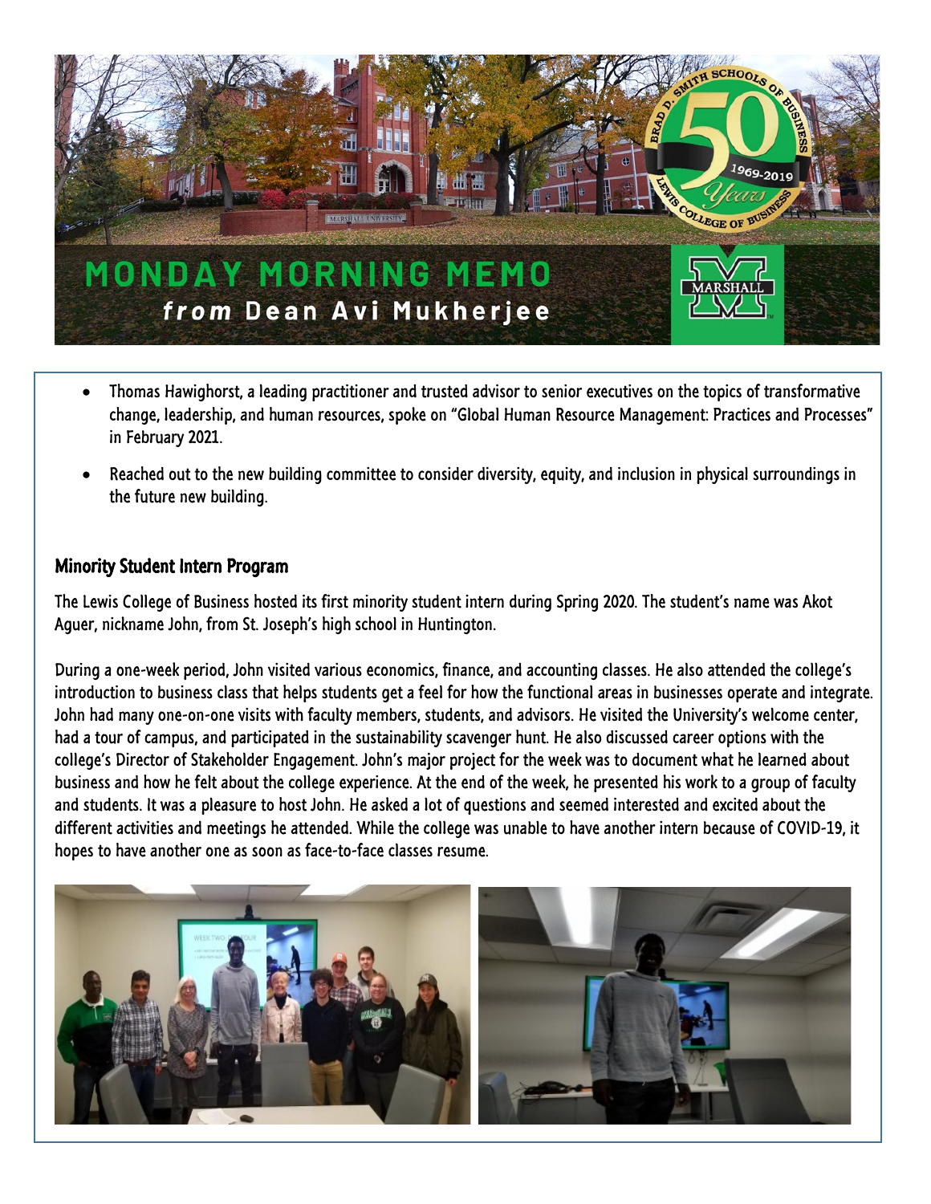# MONDAY MORNING MEMO
*from* **Dean Avi Mukherjee**

- Thomas Hawighorst, a leading practitioner and trusted advisor to senior executives on the topics of transformative change, leadership, and human resources, spoke on "Global Human Resource Management: Practices and Processes" in February 2021.
- Reached out to the new building committee to consider diversity, equity, and inclusion in physical surroundings in the future new building.

## Minority Student Intern Program

The Lewis College of Business hosted its first minority student intern during Spring 2020. The student's name was Akot Aguer, nickname John, from St. Joseph's high school in Huntington.

During a one-week period, John visited various economics, finance, and accounting classes. He also attended the college's introduction to business class that helps students get a feel for how the functional areas in businesses operate and integrate. John had many one-on-one visits with faculty members, students, and advisors. He visited the University's welcome center, had a tour of campus, and participated in the sustainability scavenger hunt. He also discussed career options with the college's Director of Stakeholder Engagement. John's major project for the week was to document what he learned about business and how he felt about the college experience. At the end of the week, he presented his work to a group of faculty and students. It was a pleasure to host John. He asked a lot of questions and seemed interested and excited about the different activities and meetings he attended. While the college was unable to have another intern because of COVID-19, it hopes to have another one as soon as face-to-face classes resume.